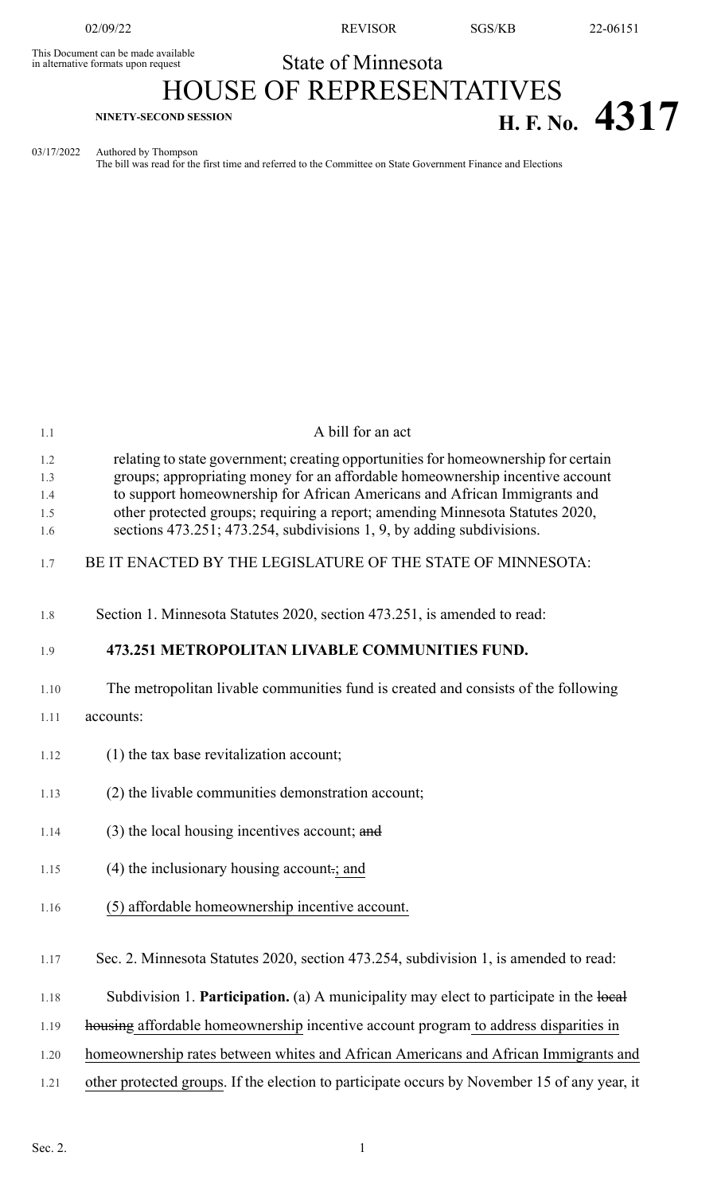This Document can be made available in alternative formats upon request

State of Minnesota

# HOUSE OF REPRESENTATIVES

NINETY-SECOND SESSION

**H. F. No. 4317**

03/17/2022 Authored by Thompson
The bill was read for the first time and referred to the Committee on State Government Finance and Elections

A bill for an act

relating to state government; creating opportunities for homeownership for certain groups; appropriating money for an affordable homeownership incentive account to support homeownership for African Americans and African Immigrants and other protected groups; requiring a report; amending Minnesota Statutes 2020, sections 473.251; 473.254, subdivisions 1, 9, by adding subdivisions.

BE IT ENACTED BY THE LEGISLATURE OF THE STATE OF MINNESOTA:

Section 1. Minnesota Statutes 2020, section 473.251, is amended to read:

**473.251 METROPOLITAN LIVABLE COMMUNITIES FUND.**

The metropolitan livable communities fund is created and consists of the following accounts:

(1) the tax base revitalization account;

(2) the livable communities demonstration account;

(3) the local housing incentives account; ~~and~~

(4) the inclusionary housing account~~.~~; and

(5) affordable homeownership incentive account.

Sec. 2. Minnesota Statutes 2020, section 473.254, subdivision 1, is amended to read:

Subdivision 1. **Participation.** (a) A municipality may elect to participate in the ~~local housing~~ affordable homeownership incentive account program to address disparities in homeownership rates between whites and African Americans and African Immigrants and other protected groups. If the election to participate occurs by November 15 of any year, it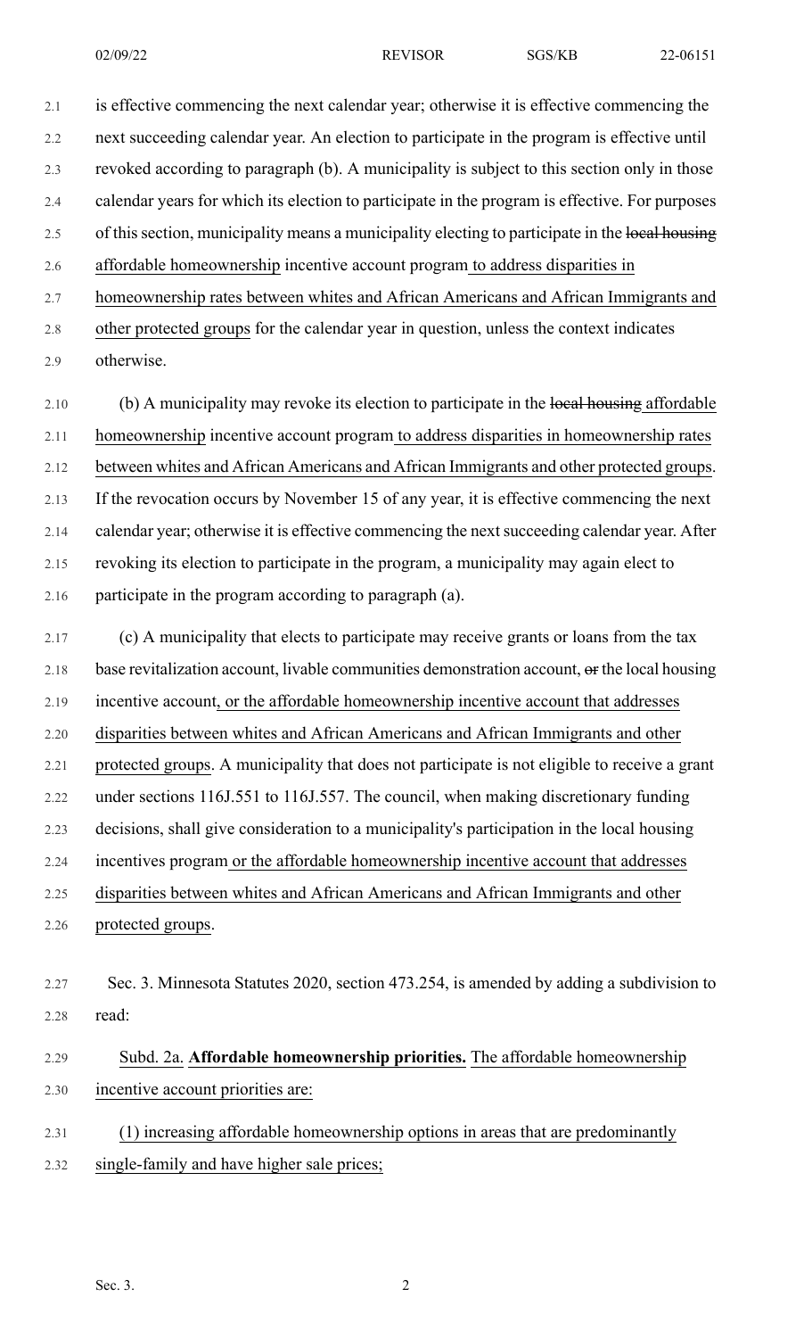is effective commencing the next calendar year; otherwise it is effective commencing the next succeeding calendar year. An election to participate in the program is effective until revoked according to paragraph (b). A municipality is subject to this section only in those calendar years for which its election to participate in the program is effective. For purposes of this section, municipality means a municipality electing to participate in the ~~local housing~~ affordable homeownership incentive account program to address disparities in homeownership rates between whites and African Americans and African Immigrants and other protected groups for the calendar year in question, unless the context indicates otherwise.

(b) A municipality may revoke its election to participate in the ~~local housing~~ affordable homeownership incentive account program to address disparities in homeownership rates between whites and African Americans and African Immigrants and other protected groups. If the revocation occurs by November 15 of any year, it is effective commencing the next calendar year; otherwise it is effective commencing the next succeeding calendar year. After revoking its election to participate in the program, a municipality may again elect to participate in the program according to paragraph (a).

(c) A municipality that elects to participate may receive grants or loans from the tax base revitalization account, livable communities demonstration account, ~~or~~ the local housing incentive account, or the affordable homeownership incentive account that addresses disparities between whites and African Americans and African Immigrants and other protected groups. A municipality that does not participate is not eligible to receive a grant under sections 116J.551 to 116J.557. The council, when making discretionary funding decisions, shall give consideration to a municipality's participation in the local housing incentives program or the affordable homeownership incentive account that addresses disparities between whites and African Americans and African Immigrants and other protected groups.

Sec. 3. Minnesota Statutes 2020, section 473.254, is amended by adding a subdivision to read:

Subd. 2a. **Affordable homeownership priorities.** The affordable homeownership incentive account priorities are:

(1) increasing affordable homeownership options in areas that are predominantly single-family and have higher sale prices;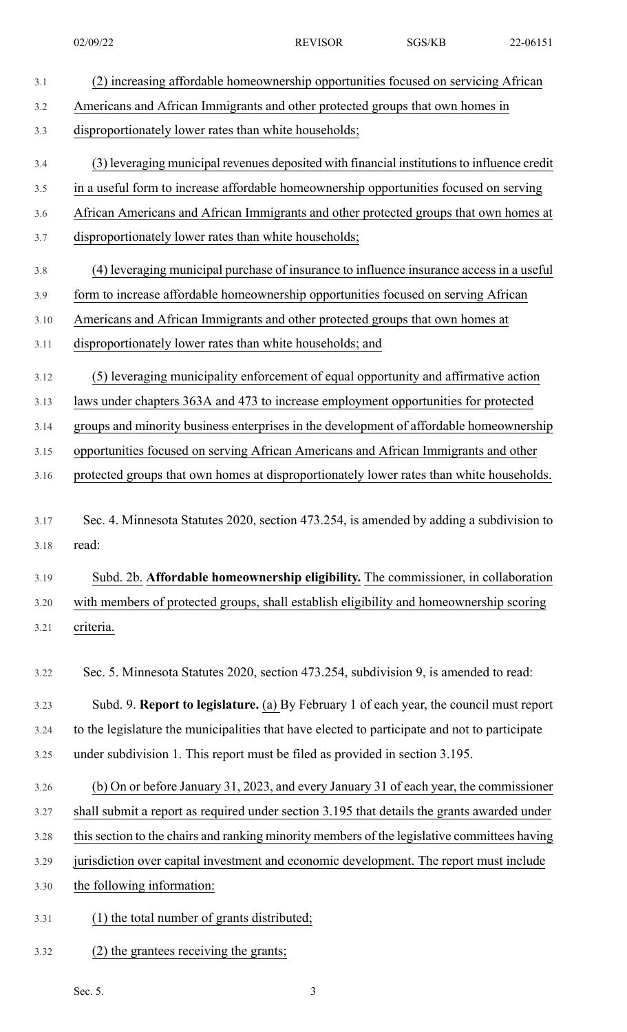(2) increasing affordable homeownership opportunities focused on servicing African Americans and African Immigrants and other protected groups that own homes in disproportionately lower rates than white households;

(3) leveraging municipal revenues deposited with financial institutions to influence credit in a useful form to increase affordable homeownership opportunities focused on serving African Americans and African Immigrants and other protected groups that own homes at disproportionately lower rates than white households;

(4) leveraging municipal purchase of insurance to influence insurance access in a useful form to increase affordable homeownership opportunities focused on serving African Americans and African Immigrants and other protected groups that own homes at disproportionately lower rates than white households; and

(5) leveraging municipality enforcement of equal opportunity and affirmative action laws under chapters 363A and 473 to increase employment opportunities for protected groups and minority business enterprises in the development of affordable homeownership opportunities focused on serving African Americans and African Immigrants and other protected groups that own homes at disproportionately lower rates than white households.

Sec. 4. Minnesota Statutes 2020, section 473.254, is amended by adding a subdivision to read:

Subd. 2b. **Affordable homeownership eligibility.** The commissioner, in collaboration with members of protected groups, shall establish eligibility and homeownership scoring criteria.

Sec. 5. Minnesota Statutes 2020, section 473.254, subdivision 9, is amended to read:

Subd. 9. **Report to legislature.** (a) By February 1 of each year, the council must report to the legislature the municipalities that have elected to participate and not to participate under subdivision 1. This report must be filed as provided in section 3.195.

(b) On or before January 31, 2023, and every January 31 of each year, the commissioner shall submit a report as required under section 3.195 that details the grants awarded under this section to the chairs and ranking minority members of the legislative committees having jurisdiction over capital investment and economic development. The report must include the following information:

(1) the total number of grants distributed;

(2) the grantees receiving the grants;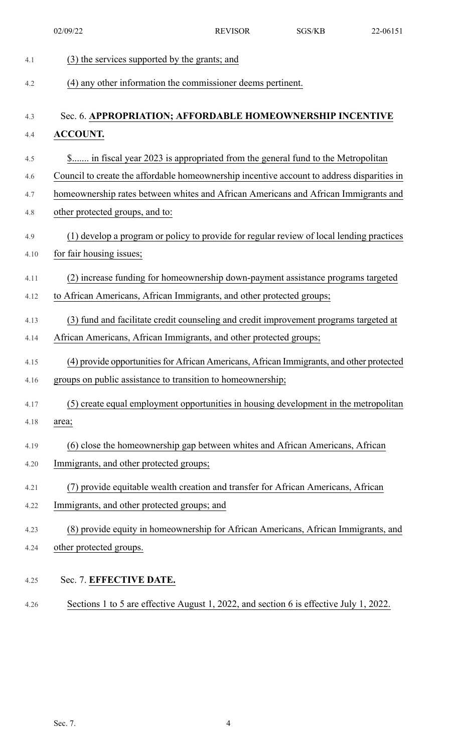(3) the services supported by the grants; and

(4) any other information the commissioner deems pertinent.

Sec. 6. **APPROPRIATION; AFFORDABLE HOMEOWNERSHIP INCENTIVE ACCOUNT.**

$....... in fiscal year 2023 is appropriated from the general fund to the Metropolitan Council to create the affordable homeownership incentive account to address disparities in homeownership rates between whites and African Americans and African Immigrants and other protected groups, and to:

(1) develop a program or policy to provide for regular review of local lending practices for fair housing issues;

(2) increase funding for homeownership down-payment assistance programs targeted to African Americans, African Immigrants, and other protected groups;

(3) fund and facilitate credit counseling and credit improvement programs targeted at African Americans, African Immigrants, and other protected groups;

(4) provide opportunities for African Americans, African Immigrants, and other protected groups on public assistance to transition to homeownership;

(5) create equal employment opportunities in housing development in the metropolitan area;

(6) close the homeownership gap between whites and African Americans, African Immigrants, and other protected groups;

(7) provide equitable wealth creation and transfer for African Americans, African Immigrants, and other protected groups; and

(8) provide equity in homeownership for African Americans, African Immigrants, and other protected groups.

Sec. 7. **EFFECTIVE DATE.**

Sections 1 to 5 are effective August 1, 2022, and section 6 is effective July 1, 2022.